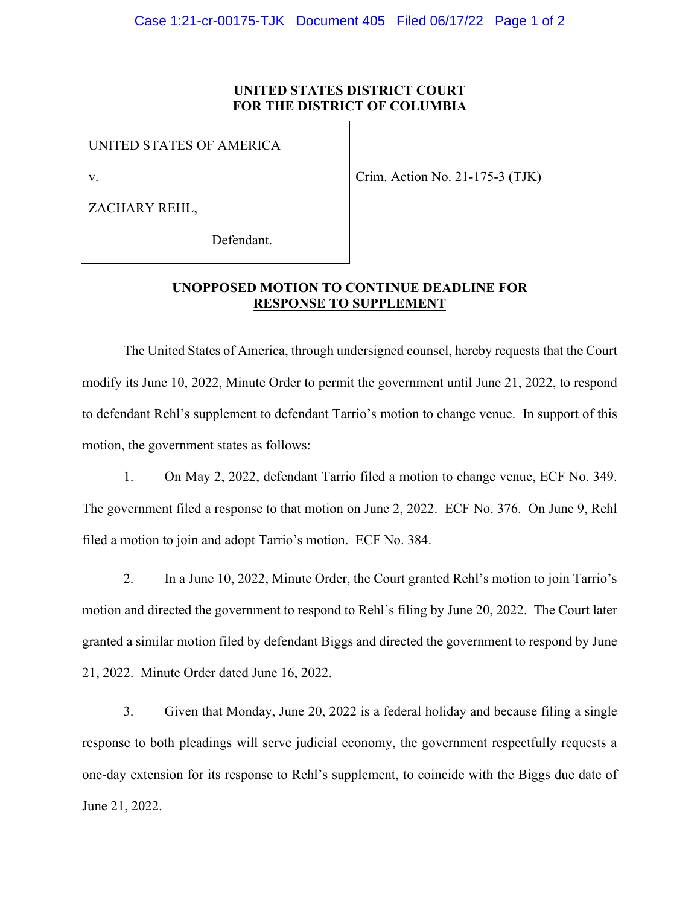**UNITED STATES DISTRICT COURT**
**FOR THE DISTRICT OF COLUMBIA**

| | |
|---|---|
| UNITED STATES OF AMERICA<br><br>v.<br><br>ZACHARY REHL,<br><br>Defendant. | Crim. Action No. 21-175-3 (TJK) |

**UNOPPOSED MOTION TO CONTINUE DEADLINE FOR RESPONSE TO SUPPLEMENT**

The United States of America, through undersigned counsel, hereby requests that the Court modify its June 10, 2022, Minute Order to permit the government until June 21, 2022, to respond to defendant Rehl's supplement to defendant Tarrio's motion to change venue. In support of this motion, the government states as follows:

1. On May 2, 2022, defendant Tarrio filed a motion to change venue, ECF No. 349. The government filed a response to that motion on June 2, 2022. ECF No. 376. On June 9, Rehl filed a motion to join and adopt Tarrio's motion. ECF No. 384.

2. In a June 10, 2022, Minute Order, the Court granted Rehl's motion to join Tarrio's motion and directed the government to respond to Rehl's filing by June 20, 2022. The Court later granted a similar motion filed by defendant Biggs and directed the government to respond by June 21, 2022. Minute Order dated June 16, 2022.

3. Given that Monday, June 20, 2022 is a federal holiday and because filing a single response to both pleadings will serve judicial economy, the government respectfully requests a one-day extension for its response to Rehl's supplement, to coincide with the Biggs due date of June 21, 2022.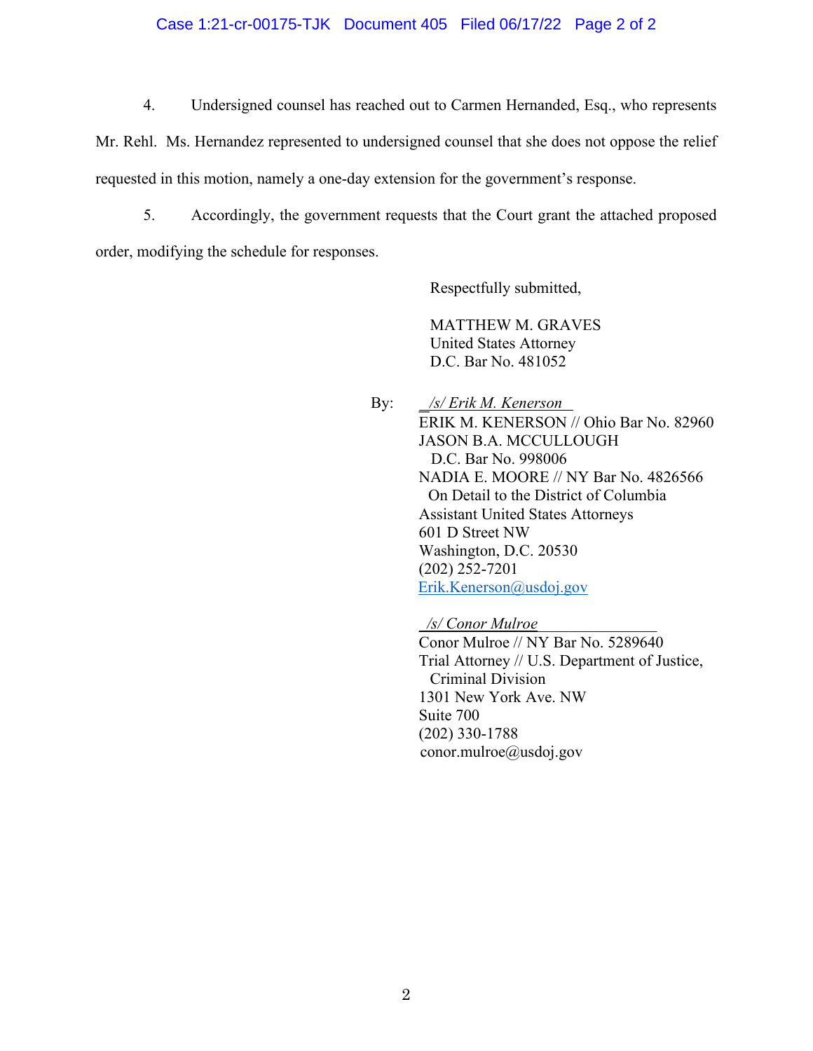4. Undersigned counsel has reached out to Carmen Hernanded, Esq., who represents Mr. Rehl. Ms. Hernandez represented to undersigned counsel that she does not oppose the relief requested in this motion, namely a one-day extension for the government's response.

5. Accordingly, the government requests that the Court grant the attached proposed order, modifying the schedule for responses.

Respectfully submitted,

MATTHEW M. GRAVES
United States Attorney
D.C. Bar No. 481052

By: */s/ Erik M. Kenerson*
ERIK M. KENERSON // Ohio Bar No. 82960
JASON B.A. MCCULLOUGH
D.C. Bar No. 998006
NADIA E. MOORE // NY Bar No. 4826566
On Detail to the District of Columbia
Assistant United States Attorneys
601 D Street NW
Washington, D.C. 20530
(202) 252-7201
Erik.Kenerson@usdoj.gov

*/s/ Conor Mulroe*
Conor Mulroe // NY Bar No. 5289640
Trial Attorney // U.S. Department of Justice,
Criminal Division
1301 New York Ave. NW
Suite 700
(202) 330-1788
conor.mulroe@usdoj.gov